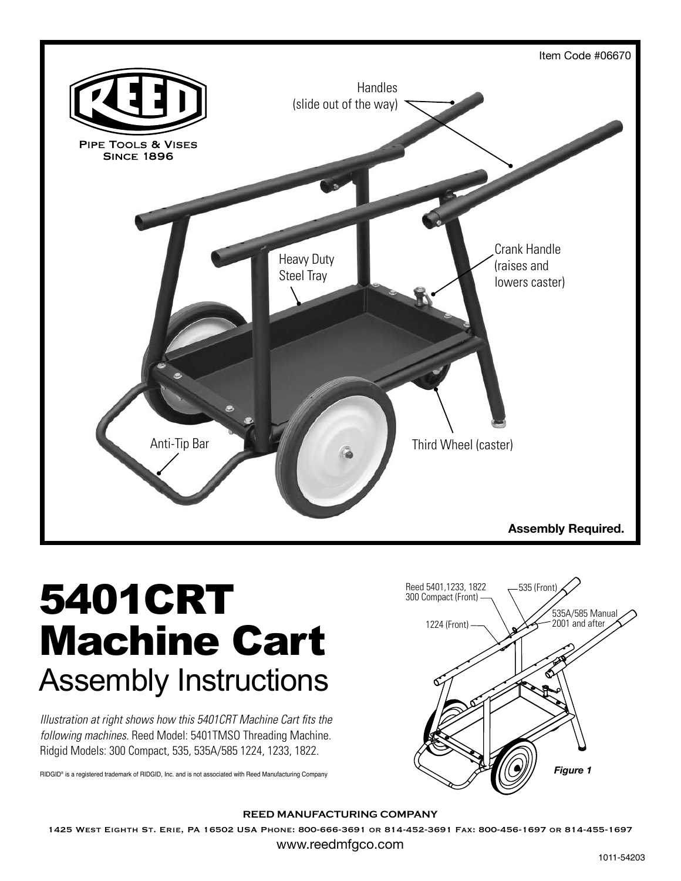Item Code #06670

PIPE TOOLS & VISES
SINCE 1896

Handles (slide out of the way)

Heavy Duty Steel Tray

Crank Handle (raises and lowers caster)

Anti-Tip Bar

Third Wheel (caster)

**Assembly Required.**

# 5401CRT Machine Cart

## Assembly Instructions

*Illustration at right shows how this 5401CRT Machine Cart fits the following machines.* Reed Model: 5401TMSO Threading Machine. Ridgid Models: 300 Compact, 535, 535A/585 1224, 1233, 1822.

RIDGID® is a registered trademark of RIDGID, Inc. and is not associated with Reed Manufacturing Company

Reed 5401,1233, 1822 300 Compact (Front)

535 (Front)

535A/585 Manual 2001 and after

1224 (Front)

***Figure 1***

**REED MANUFACTURING COMPANY**

1425 West Eighth St. Erie, PA 16502 USA Phone: 800-666-3691 or 814-452-3691 Fax: 800-456-1697 or 814-455-1697

www.reedmfgco.com

1011-54203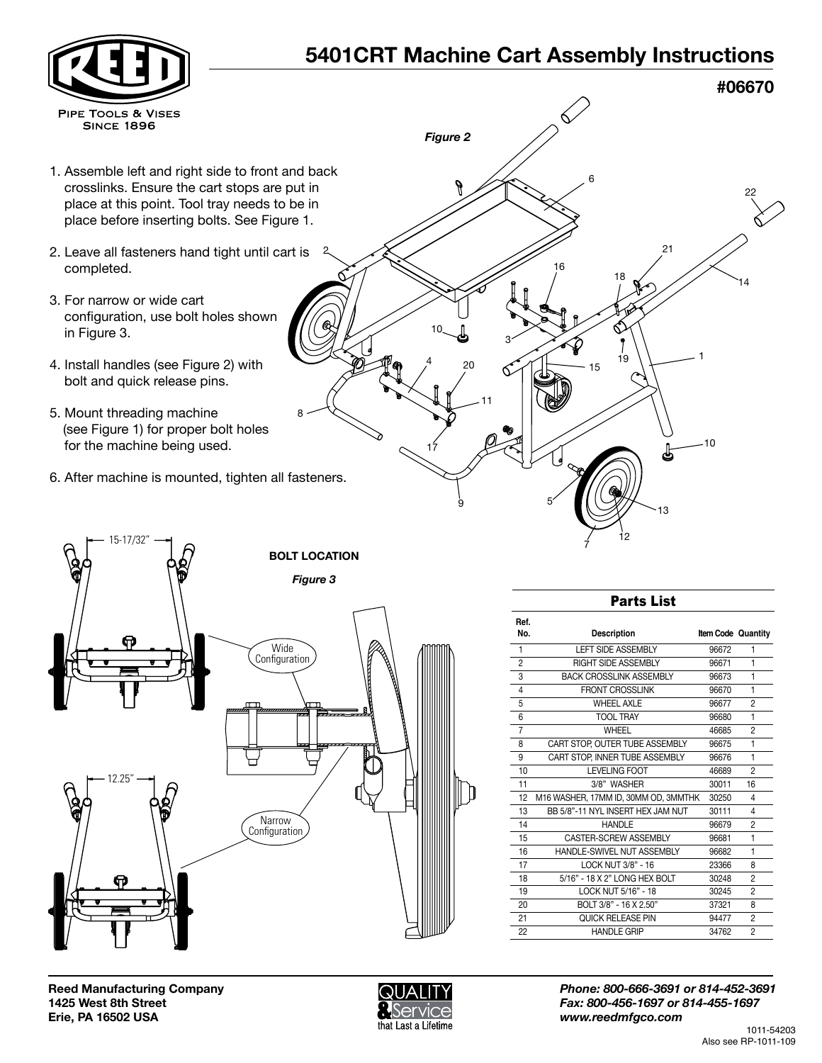# 5401CRT Machine Cart Assembly Instructions

**#06670**

1. Assemble left and right side to front and back crosslinks. Ensure the cart stops are put in place at this point. Tool tray needs to be in place before inserting bolts. See Figure 1.
2. Leave all fasteners hand tight until cart is completed.
3. For narrow or wide cart configuration, use bolt holes shown in Figure 3.
4. Install handles (see Figure 2) with bolt and quick release pins.
5. Mount threading machine (see Figure 1) for proper bolt holes for the machine being used.
6. After machine is mounted, tighten all fasteners.

*Figure 2*

1
2
3
4
5
6
7
8
9
10
10
11
12
13
14
15
16
17
18
19
20
21
22

**BOLT LOCATION**

*Figure 3*

15-17/32"

Wide Configuration

12.25"

Narrow Configuration

## Parts List

| Ref. No. | Description | Item Code | Quantity |
|---|---|---|---|
| 1 | LEFT SIDE ASSEMBLY | 96672 | 1 |
| 2 | RIGHT SIDE ASSEMBLY | 96671 | 1 |
| 3 | BACK CROSSLINK ASSEMBLY | 96673 | 1 |
| 4 | FRONT CROSSLINK | 96670 | 1 |
| 5 | WHEEL AXLE | 96677 | 2 |
| 6 | TOOL TRAY | 96680 | 1 |
| 7 | WHEEL | 46685 | 2 |
| 8 | CART STOP, OUTER TUBE ASSEMBLY | 96675 | 1 |
| 9 | CART STOP, INNER TUBE ASSEMBLY | 96676 | 1 |
| 10 | LEVELING FOOT | 46689 | 2 |
| 11 | 3/8" WASHER | 30011 | 16 |
| 12 | M16 WASHER, 17MM ID, 30MM OD, 3MMTHK | 30250 | 4 |
| 13 | BB 5/8"-11 NYL INSERT HEX JAM NUT | 30111 | 4 |
| 14 | HANDLE | 96679 | 2 |
| 15 | CASTER-SCREW ASSEMBLY | 96681 | 1 |
| 16 | HANDLE-SWIVEL NUT ASSEMBLY | 96682 | 1 |
| 17 | LOCK NUT 3/8" - 16 | 23366 | 8 |
| 18 | 5/16" - 18 X 2" LONG HEX BOLT | 30248 | 2 |
| 19 | LOCK NUT 5/16" - 18 | 30245 | 2 |
| 20 | BOLT 3/8" - 16 X 2.50" | 37321 | 8 |
| 21 | QUICK RELEASE PIN | 94477 | 2 |
| 22 | HANDLE GRIP | 34762 | 2 |

**Reed Manufacturing Company**
**1425 West 8th Street**
**Erie, PA 16502 USA**

QUALITY & Service that Last a Lifetime

***Phone: 800-666-3691 or 814-452-3691***
***Fax: 800-456-1697 or 814-455-1697***
***www.reedmfgco.com***

1011-54203
Also see RP-1011-109